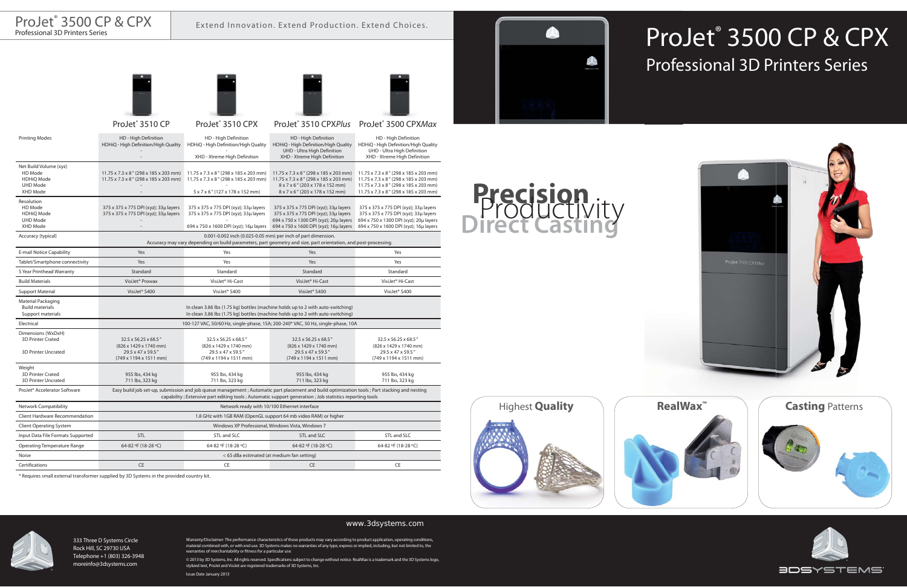# ProJet® 3500 CP & CPX

Professional 3D Printers Series

Extend Innovation. Extend Production. Extend Choices.

| | ProJet® 3510 CP | ProJet® 3510 CPX | ProJet® 3510 CPX*Plus* | ProJet® 3500 CPX*Max* |
|---|---|---|---|---|
| Printing Modes | HD - High Definition<br>HDHiQ - High Definition/High Quality<br>-<br>- | HD - High Definition<br>HDHiQ - High Definition/High Quality<br>-<br>XHD - Xtreme High Definition | HD - High Definition<br>HDHiQ - High Definition/High Quality<br>UHD - Ultra High Definition<br>XHD - Xtreme High Definition | HD - High Definition<br>HDHiQ - High Definition/High Quality<br>UHD - Ultra High Definition<br>XHD - Xtreme High Definition |
| Net Build Volume (xyz)<br>HD Mode<br>HDHiQ Mode<br>UHD Mode<br>XHD Mode | <br>11.75 x 7.3 x 8" (298 x 185 x 203 mm)<br>11.75 x 7.3 x 8" (298 x 185 x 203 mm)<br>-<br>- | <br>11.75 x 7.3 x 8" (298 x 185 x 203 mm)<br>11.75 x 7.3 x 8" (298 x 185 x 203 mm)<br>-<br>5 x 7 x 6" (127 x 178 x 152 mm) | <br>11.75 x 7.3 x 8" (298 x 185 x 203 mm)<br>11.75 x 7.3 x 8" (298 x 185 x 203 mm)<br>8 x 7 x 6" (203 x 178 x 152 mm)<br>8 x 7 x 6" (203 x 178 x 152 mm) | <br>11.75 x 7.3 x 8" (298 x 185 x 203 mm)<br>11.75 x 7.3 x 8" (298 x 185 x 203 mm)<br>11.75 x 7.3 x 8" (298 x 185 x 203 mm)<br>11.75 x 7.3 x 8" (298 x 185 x 203 mm) |
| Resolution<br>HD Mode<br>HDHiQ Mode<br>UHD Mode<br>XHD Mode | <br>375 x 375 x 775 DPI (xyz); 33μ layers<br>375 x 375 x 775 DPI (xyz); 33μ layers<br>-<br>- | <br>375 x 375 x 775 DPI (xyz); 33μ layers<br>375 x 375 x 775 DPI (xyz); 33μ layers<br>-<br>694 x 750 x 1600 DPI (xyz); 16μ layers | <br>375 x 375 x 775 DPI (xyz); 33μ layers<br>375 x 375 x 775 DPI (xyz); 33μ layers<br>694 x 750 x 1300 DPI (xyz); 20μ layers<br>694 x 750 x 1600 DPI (xyz); 16μ layers | <br>375 x 375 x 775 DPI (xyz); 33μ layers<br>375 x 375 x 775 DPI (xyz); 33μ layers<br>694 x 750 x 1300 DPI (xyz); 20μ layers<br>694 x 750 x 1600 DPI (xyz); 16μ layers |
| Accuracy (typical) | 0.001-0.002 inch (0.025-0.05 mm) per inch of part dimension.<br>Accuracy may vary depending on build parameters, part geometry and size, part orientation, and post-processing. | | | |
| E-mail Notice Capability | Yes | Yes | Yes | Yes |
| Tablet/Smartphone connectivity | Yes | Yes | Yes | Yes |
| 5 Year Printhead Warranty | Standard | Standard | Standard | Standard |
| Build Materials | VisiJet® Prowax | VisiJet® Hi-Cast | VisiJet® Hi-Cast | VisiJet® Hi-Cast |
| Support Material | VisiJet® S400 | VisiJet® S400 | VisiJet® S400 | VisiJet® S400 |
| Material Packaging<br>Build materials<br>Support materials | <br>In clean 3.86 lbs (1.75 kg) bottles (machine holds up to 2 with auto-switching)<br>In clean 3.86 lbs (1.75 kg) bottles (machine holds up to 2 with auto-switching) | | | |
| Electrical | 100-127 VAC, 50/60 Hz, single-phase, 15A; 200-240* VAC, 50 Hz, single-phase, 10A | | | |
| Dimensions (WxDxH)<br>3D Printer Crated<br><br>3D Printer Uncrated | 32.5 x 56.25 x 68.5"<br>(826 x 1429 x 1740 mm)<br>29.5 x 47 x 59.5"<br>(749 x 1194 x 1511 mm) | 32.5 x 56.25 x 68.5"<br>(826 x 1429 x 1740 mm)<br>29.5 x 47 x 59.5"<br>(749 x 1194 x 1511 mm) | 32.5 x 56.25 x 68.5"<br>(826 x 1429 x 1740 mm)<br>29.5 x 47 x 59.5"<br>(749 x 1194 x 1511 mm) | 32.5 x 56.25 x 68.5"<br>(826 x 1429 x 1740 mm)<br>29.5 x 47 x 59.5"<br>(749 x 1194 x 1511 mm) |
| Weight<br>3D Printer Crated<br>3D Printer Uncrated | <br>955 lbs, 434 kg<br>711 lbs, 323 kg | <br>955 lbs, 434 kg<br>711 lbs, 323 kg | <br>955 lbs, 434 kg<br>711 lbs, 323 kg | <br>955 lbs, 434 kg<br>711 lbs, 323 kg |
| ProJet® Accelerator Software | Easy build job set-up, submission and job queue management ; Automatic part placement and build optimization tools ; Part stacking and nesting capability ; Extensive part editing tools ; Automatic support generation ; Job statistics reporting tools | | | |
| Network Compatibility | Network ready with 10/100 Ethernet interface | | | |
| Client Hardware Recommendation | 1.8 GHz with 1GB RAM (OpenGL support 64 mb video RAM) or higher | | | |
| Client Operating System | Windows XP Professional, Windows Vista, Windows 7 | | | |
| Input Data File Formats Supported | STL | STL and SLC | STL and SLC | STL and SLC |
| Operating Temperature Range | 64-82 ºF (18-28 ºC) | 64-82 ºF (18-28 ºC) | 64-82 ºF (18-28 ºC) | 64-82 ºF (18-28 ºC) |
| Noise | < 65 dBa estimated (at medium fan setting) | | | |
| Certifications | CE | CE | CE | CE |

* Requires small external transformer supplied by 3D Systems in the provided country kit.

# ProJet® 3500 CP & CPX

## Professional 3D Printers Series

**Precision**
Productivity
**Direct Casting**

Highest **Quality**

**RealWax™**

**Casting** Patterns

www.3dsystems.com

333 Three D Systems Circle
Rock Hill, SC 29730 USA
Telephone +1 (803) 326-3948
moreinfo@3dsystems.com

Warranty/Disclaimer: The performance characteristics of these products may vary according to product application, operating conditions, material combined with, or with end use. 3D Systems makes no warranties of any type, express or implied, including, but not limited to, the warranties of merchantability or fitness for a particular use.

© 2013 by 3D Systems, Inc. All rights reserved. Specifications subject to change without notice. RealWax is a trademark and the 3D Systems logo, stylized text, ProJet and VisiJet are registered trademarks of 3D Systems, Inc.

Issue Date January 2013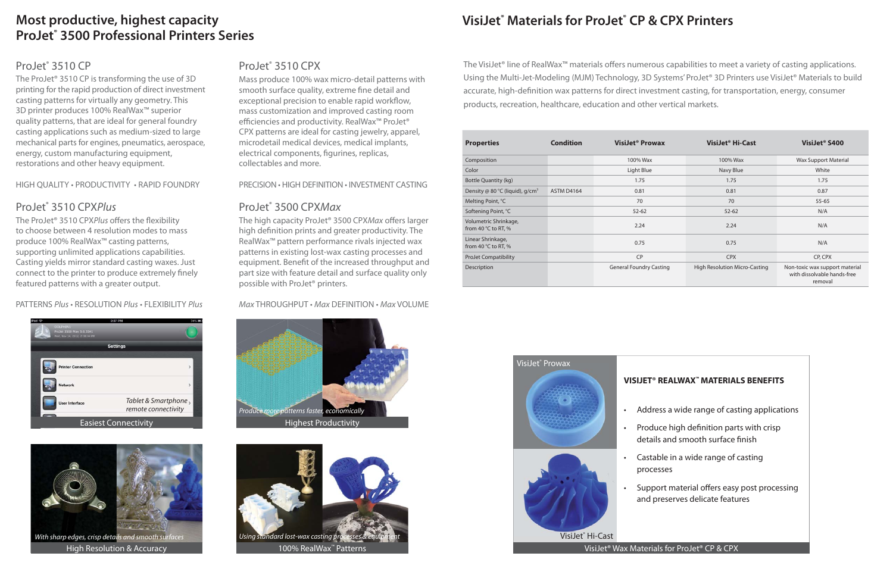# Most productive, highest capacity ProJet® 3500 Professional Printers Series

## ProJet® 3510 CP

The ProJet® 3510 CP is transforming the use of 3D printing for the rapid production of direct investment casting patterns for virtually any geometry. This 3D printer produces 100% RealWax™ superior quality patterns, that are ideal for general foundry casting applications such as medium-sized to large mechanical parts for engines, pneumatics, aerospace, energy, custom manufacturing equipment, restorations and other heavy equipment.

HIGH QUALITY • PRODUCTIVITY • RAPID FOUNDRY

## ProJet® 3510 CPX*Plus*

The ProJet® 3510 CPX*Plus* offers the flexibility to choose between 4 resolution modes to mass produce 100% RealWax™ casting patterns, supporting unlimited applications capabilities. Casting yields mirror standard casting waxes. Just connect to the printer to produce extremely finely featured patterns with a greater output.

PATTERNS *Plus* • RESOLUTION *Plus* • FLEXIBILITY *Plus*

## ProJet® 3510 CPX

Mass produce 100% wax micro-detail patterns with smooth surface quality, extreme fine detail and exceptional precision to enable rapid workflow, mass customization and improved casting room efficiencies and productivity. RealWax™ ProJet® CPX patterns are ideal for casting jewelry, apparel, microdetail medical devices, medical implants, electrical components, figurines, replicas, collectables and more.

PRECISION • HIGH DEFINITION • INVESTMENT CASTING

## ProJet® 3500 CPX*Max*

The high capacity ProJet® 3500 CPX*Max* offers larger high definition prints and greater productivity. The RealWax™ pattern performance rivals injected wax patterns in existing lost-wax casting processes and equipment. Benefit of the increased throughput and part size with feature detail and surface quality only possible with ProJet® printers.

*Max* THROUGHPUT • *Max* DEFINITION • *Max* VOLUME

Tablet & Smartphone remote connectivity

Easiest Connectivity

*Produce more patterns faster, economically*

Highest Productivity

*With sharp edges, crisp details and smooth surfaces*

High Resolution & Accuracy

*Using standard lost-wax casting processes & equipment*

100% RealWax™ Patterns

# VisiJet® Materials for ProJet® CP & CPX Printers

The VisiJet® line of RealWax™ materials offers numerous capabilities to meet a variety of casting applications. Using the Multi-Jet-Modeling (MJM) Technology, 3D Systems' ProJet® 3D Printers use VisiJet® Materials to build accurate, high-definition wax patterns for direct investment casting, for transportation, energy, consumer products, recreation, healthcare, education and other vertical markets.

| Properties | Condition | VisiJet® Prowax | VisiJet® Hi-Cast | VisiJet® S400 |
|---|---|---|---|---|
| Composition | | 100% Wax | 100% Wax | Wax Support Material |
| Color | | Light Blue | Navy Blue | White |
| Bottle Quantity (kg) | | 1.75 | 1.75 | 1.75 |
| Density @ 80 °C (liquid), g/cm³ | ASTM D4164 | 0.81 | 0.81 | 0.87 |
| Melting Point, °C | | 70 | 70 | 55-65 |
| Softening Point, °C | | 52-62 | 52-62 | N/A |
| Volumetric Shrinkage, from 40 °C to RT, % | | 2.24 | 2.24 | N/A |
| Linear Shrinkage, from 40 °C to RT, % | | 0.75 | 0.75 | N/A |
| ProJet Compatibility | | CP | CPX | CP, CPX |
| Description | | General Foundry Casting | High Resolution Micro-Casting | Non-toxic wax support material with dissolvable hands-free removal |

VisiJet® Prowax

VisiJet® Hi-Cast

### VISIJET® REALWAX™ MATERIALS BENEFITS

- Address a wide range of casting applications
- Produce high definition parts with crisp details and smooth surface finish
- Castable in a wide range of casting processes
- Support material offers easy post processing and preserves delicate features

VisiJet® Wax Materials for ProJet® CP & CPX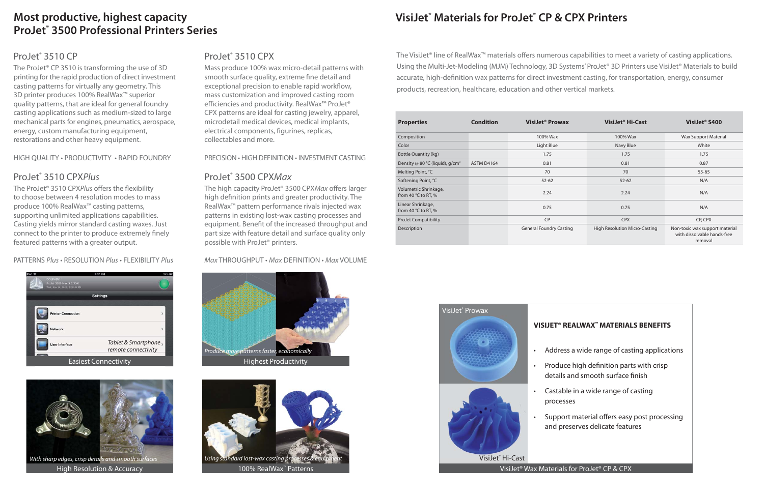# Most productive, highest capacity ProJet® 3500 Professional Printers Series

## ProJet® 3510 CP

The ProJet® CP 3510 is transforming the use of 3D printing for the rapid production of direct investment casting patterns for virtually any geometry. This 3D printer produces 100% RealWax™ superior quality patterns, that are ideal for general foundry casting applications such as medium-sized to large mechanical parts for engines, pneumatics, aerospace, energy, custom manufacturing equipment, restorations and other heavy equipment.

HIGH QUALITY • PRODUCTIVITY • RAPID FOUNDRY

## ProJet® 3510 CPX

Mass produce 100% wax micro-detail patterns with smooth surface quality, extreme fine detail and exceptional precision to enable rapid workflow, mass customization and improved casting room efficiencies and productivity. RealWax™ ProJet® CPX patterns are ideal for casting jewelry, apparel, microdetail medical devices, medical implants, electrical components, figurines, replicas, collectables and more.

PRECISION • HIGH DEFINITION • INVESTMENT CASTING

## ProJet® 3510 CPX*Plus*

The ProJet® 3510 CPX*Plus* offers the flexibility to choose between 4 resolution modes to mass produce 100% RealWax™ casting patterns, supporting unlimited applications capabilities. Casting yields mirror standard casting waxes. Just connect to the printer to produce extremely finely featured patterns with a greater output.

PATTERNS *Plus* • RESOLUTION *Plus* • FLEXIBILITY *Plus*

## ProJet® 3500 CPX*Max*

The high capacity ProJet® 3500 CPX*Max* offers larger high definition prints and greater productivity. The RealWax™ pattern performance rivals injected wax patterns in existing lost-wax casting processes and equipment. Benefit of the increased throughput and part size with feature detail and surface quality only possible with ProJet® printers.

*Max* THROUGHPUT • *Max* DEFINITION • *Max* VOLUME

Tablet & Smartphone remote connectivity

Easiest Connectivity

*Produce more patterns faster, economically*

Highest Productivity

*With sharp edges, crisp details and smooth surfaces*

High Resolution & Accuracy

*Using standard lost-wax casting processes & equipment*

100% RealWax™ Patterns

# VisiJet® Materials for ProJet® CP & CPX Printers

The VisiJet® line of RealWax™ materials offers numerous capabilities to meet a variety of casting applications. Using the Multi-Jet-Modeling (MJM) Technology, 3D Systems' ProJet® 3D Printers use VisiJet® Materials to build accurate, high-definition wax patterns for direct investment casting, for transportation, energy, consumer products, recreation, healthcare, education and other vertical markets.

| Properties | Condition | VisiJet® Prowax | VisiJet® Hi-Cast | VisiJet® S400 |
|---|---|---|---|---|
| Composition | | 100% Wax | 100% Wax | Wax Support Material |
| Color | | Light Blue | Navy Blue | White |
| Bottle Quantity (kg) | | 1.75 | 1.75 | 1.75 |
| Density @ 80 °C (liquid), g/cm³ | ASTM D4164 | 0.81 | 0.81 | 0.87 |
| Melting Point, °C | | 70 | 70 | 55-65 |
| Softening Point, °C | | 52-62 | 52-62 | N/A |
| Volumetric Shrinkage, from 40 °C to RT, % | | 2.24 | 2.24 | N/A |
| Linear Shrinkage, from 40 °C to RT, % | | 0.75 | 0.75 | N/A |
| ProJet Compatibility | | CP | CPX | CP, CPX |
| Description | | General Foundry Casting | High Resolution Micro-Casting | Non-toxic wax support material with dissolvable hands-free removal |

VisiJet® Prowax

VisiJet® Hi-Cast

### VISIJET® REALWAX™ MATERIALS BENEFITS

- Address a wide range of casting applications
- Produce high definition parts with crisp details and smooth surface finish
- Castable in a wide range of casting processes
- Support material offers easy post processing and preserves delicate features

VisiJet® Wax Materials for ProJet® CP & CPX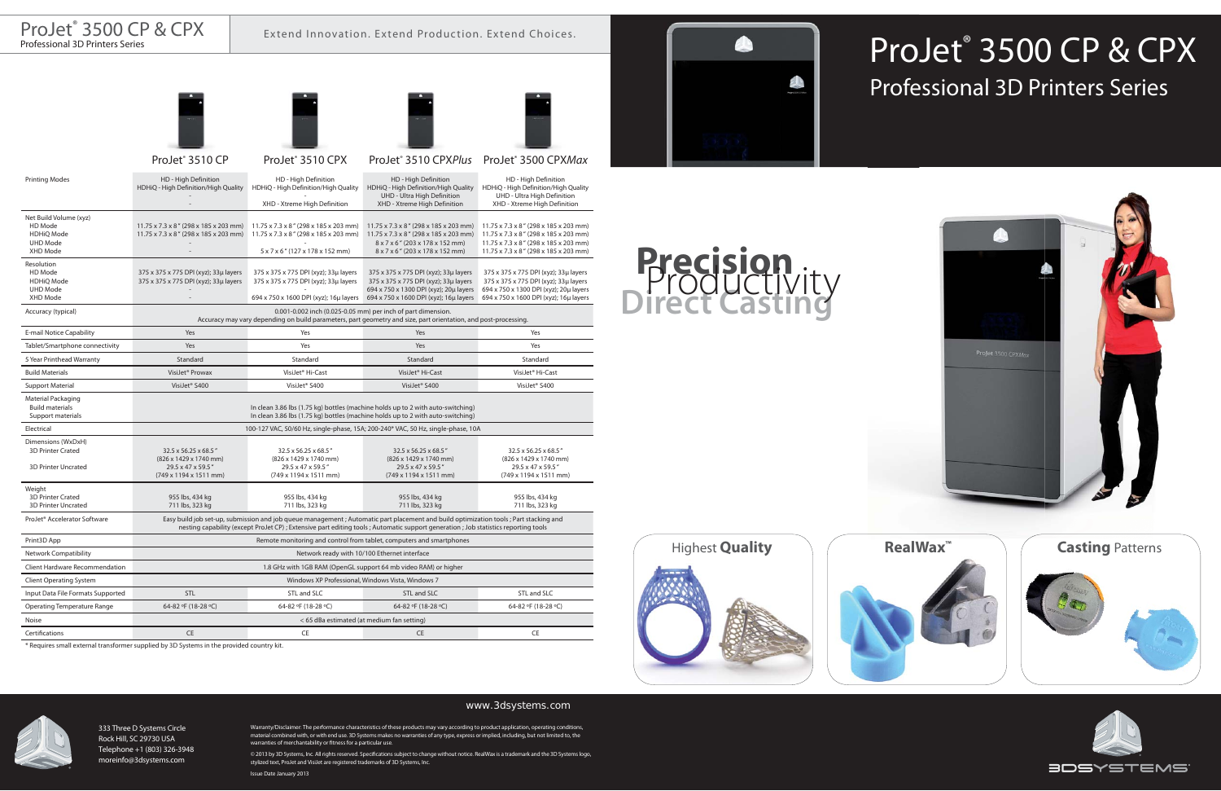# ProJet® 3500 CP & CPX

Professional 3D Printers Series

Extend Innovation. Extend Production. Extend Choices.

| | ProJet® 3510 CP | ProJet® 3510 CPX | ProJet® 3510 CPX*Plus* | ProJet® 3500 CPX*Max* |
|---|---|---|---|---|
| Printing Modes | HD - High Definition<br>HDHiQ - High Definition/High Quality<br>-<br>- | HD - High Definition<br>HDHiQ - High Definition/High Quality<br>-<br>XHD - Xtreme High Definition | HD - High Definition<br>HDHiQ - High Definition/High Quality<br>UHD - Ultra High Definition<br>XHD - Xtreme High Definition | HD - High Definition<br>HDHiQ - High Definition/High Quality<br>UHD - Ultra High Definition<br>XHD - Xtreme High Definition |
| Net Build Volume (xyz)<br>HD Mode<br>HDHiQ Mode<br>UHD Mode<br>XHD Mode | 11.75 x 7.3 x 8" (298 x 185 x 203 mm)<br>11.75 x 7.3 x 8" (298 x 185 x 203 mm)<br>-<br>- | 11.75 x 7.3 x 8" (298 x 185 x 203 mm)<br>11.75 x 7.3 x 8" (298 x 185 x 203 mm)<br>-<br>5 x 7 x 6" (127 x 178 x 152 mm) | 11.75 x 7.3 x 8" (298 x 185 x 203 mm)<br>11.75 x 7.3 x 8" (298 x 185 x 203 mm)<br>8 x 7 x 6" (203 x 178 x 152 mm)<br>8 x 7 x 6" (203 x 178 x 152 mm) | 11.75 x 7.3 x 8" (298 x 185 x 203 mm)<br>11.75 x 7.3 x 8" (298 x 185 x 203 mm)<br>11.75 x 7.3 x 8" (298 x 185 x 203 mm)<br>11.75 x 7.3 x 8" (298 x 185 x 203 mm) |
| Resolution<br>HD Mode<br>HDHiQ Mode<br>UHD Mode<br>XHD Mode | 375 x 375 x 775 DPI (xyz); 33µ layers<br>375 x 375 x 775 DPI (xyz); 33µ layers<br>-<br>- | 375 x 375 x 775 DPI (xyz); 33µ layers<br>375 x 375 x 775 DPI (xyz); 33µ layers<br>-<br>694 x 750 x 1600 DPI (xyz); 16µ layers | 375 x 375 x 775 DPI (xyz); 33µ layers<br>375 x 375 x 775 DPI (xyz); 33µ layers<br>694 x 750 x 1300 DPI (xyz); 20µ layers<br>694 x 750 x 1600 DPI (xyz); 16µ layers | 375 x 375 x 775 DPI (xyz); 33µ layers<br>375 x 375 x 775 DPI (xyz); 33µ layers<br>694 x 750 x 1300 DPI (xyz); 20µ layers<br>694 x 750 x 1600 DPI (xyz); 16µ layers |
| Accuracy (typical) | 0.001-0.002 inch (0.025-0.05 mm) per inch of part dimension. Accuracy may vary depending on build parameters, part geometry and size, part orientation, and post-processing. | | | |
| E-mail Notice Capability | Yes | Yes | Yes | Yes |
| Tablet/Smartphone connectivity | Yes | Yes | Yes | Yes |
| 5 Year Printhead Warranty | Standard | Standard | Standard | Standard |
| Build Materials | VisiJet® Prowax | VisiJet® Hi-Cast | VisiJet® Hi-Cast | VisiJet® Hi-Cast |
| Support Material | VisiJet® S400 | VisiJet® S400 | VisiJet® S400 | VisiJet® S400 |
| Material Packaging<br>Build materials<br>Support materials | In clean 3.86 lbs (1.75 kg) bottles (machine holds up to 2 with auto-switching)<br>In clean 3.86 lbs (1.75 kg) bottles (machine holds up to 2 with auto-switching) | | | |
| Electrical | 100-127 VAC, 50/60 Hz, single-phase, 15A; 200-240* VAC, 50 Hz, single-phase, 10A | | | |
| Dimensions (WxDxH)<br>3D Printer Crated<br>3D Printer Uncrated | 32.5 x 56.25 x 68.5"<br>(826 x 1429 x 1740 mm)<br>29.5 x 47 x 59.5"<br>(749 x 1194 x 1511 mm) | 32.5 x 56.25 x 68.5"<br>(826 x 1429 x 1740 mm)<br>29.5 x 47 x 59.5"<br>(749 x 1194 x 1511 mm) | 32.5 x 56.25 x 68.5"<br>(826 x 1429 x 1740 mm)<br>29.5 x 47 x 59.5"<br>(749 x 1194 x 1511 mm) | 32.5 x 56.25 x 68.5"<br>(826 x 1429 x 1740 mm)<br>29.5 x 47 x 59.5"<br>(749 x 1194 x 1511 mm) |
| Weight<br>3D Printer Crated<br>3D Printer Uncrated | 955 lbs, 434 kg<br>711 lbs, 323 kg | 955 lbs, 434 kg<br>711 lbs, 323 kg | 955 lbs, 434 kg<br>711 lbs, 323 kg | 955 lbs, 434 kg<br>711 lbs, 323 kg |
| ProJet® Accelerator Software | Easy build job set-up, submission and job queue management ; Automatic part placement and build optimization tools ; Part stacking and nesting capability (except ProJet CP) ; Extensive part editing tools ; Automatic support generation ; Job statistics reporting tools | | | |
| Print3D App | Remote monitoring and control from tablet, computers and smartphones | | | |
| Network Compatibility | Network ready with 10/100 Ethernet interface | | | |
| Client Hardware Recommendation | 1.8 GHz with 1GB RAM (OpenGL support 64 mb video RAM) or higher | | | |
| Client Operating System | Windows XP Professional, Windows Vista, Windows 7 | | | |
| Input Data File Formats Supported | STL | STL and SLC | STL and SLC | STL and SLC |
| Operating Temperature Range | 64-82 °F (18-28 °C) | 64-82 °F (18-28 °C) | 64-82 °F (18-28 °C) | 64-82 °F (18-28 °C) |
| Noise | < 65 dBa estimated (at medium fan setting) | | | |
| Certifications | CE | CE | CE | CE |

* Requires small external transformer supplied by 3D Systems in the provided country kit.

# ProJet® 3500 CP & CPX

## Professional 3D Printers Series

**Precision**
Productivity
Direct Casting

Highest **Quality**

**RealWax™**

**Casting** Patterns

www.3dsystems.com

333 Three D Systems Circle
Rock Hill, SC 29730 USA
Telephone +1 (803) 326-3948
moreinfo@3dsystems.com

Warranty/Disclaimer: The performance characteristics of these products may vary according to product application, operating conditions, material combined with, or with end use. 3D Systems makes no warranties of any type, express or implied, including, but not limited to, the warranties of merchantability or fitness for a particular use.

© 2013 by 3D Systems, Inc. All rights reserved. Specifications subject to change without notice. RealWax is a trademark and the 3D Systems logo, stylized text, ProJet and VisiJet are registered trademarks of 3D Systems, Inc.

Issue Date January 2013